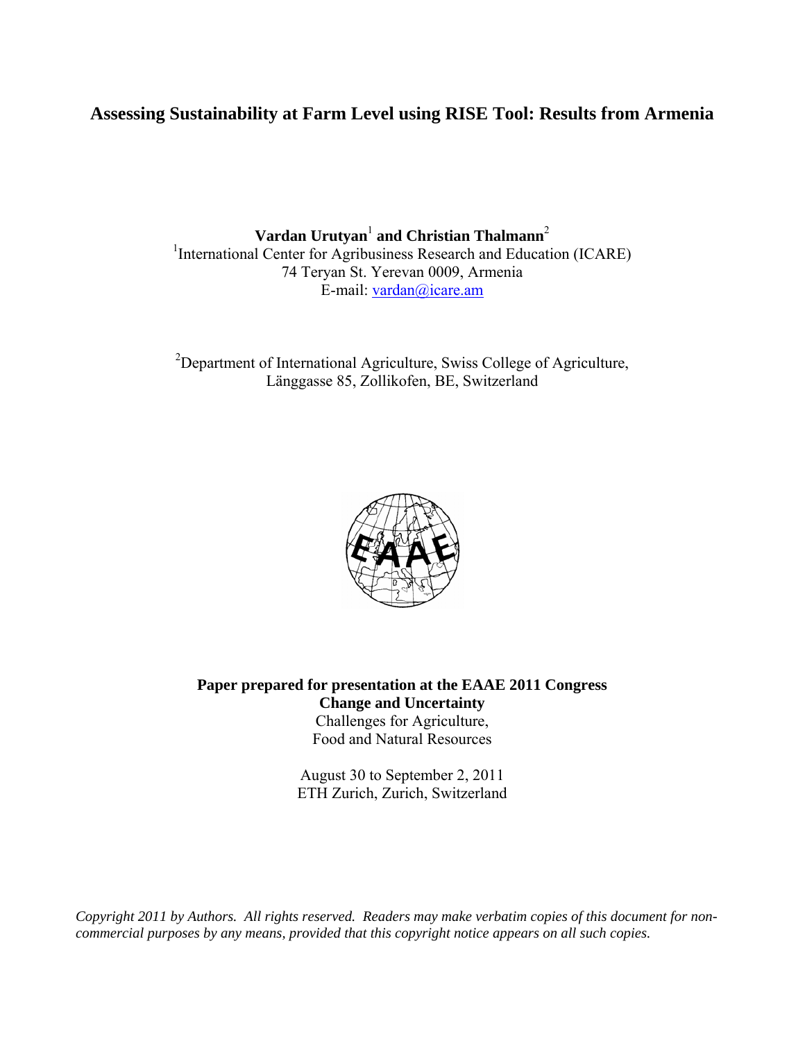# Assessing Sustainability at Farm Level using RISE Tool: Results from Armenia

**Vardan Urutyan**[1] **and Christian Thalmann**[2]

[1]International Center for Agribusiness Research and Education (ICARE)
74 Teryan St. Yerevan 0009, Armenia
E-mail: vardan@icare.am

[2]Department of International Agriculture, Swiss College of Agriculture,
Länggasse 85, Zollikofen, BE, Switzerland

**Paper prepared for presentation at the EAAE 2011 Congress**
**Change and Uncertainty**
Challenges for Agriculture,
Food and Natural Resources

August 30 to September 2, 2011
ETH Zurich, Zurich, Switzerland

*Copyright 2011 by Authors. All rights reserved. Readers may make verbatim copies of this document for non-commercial purposes by any means, provided that this copyright notice appears on all such copies.*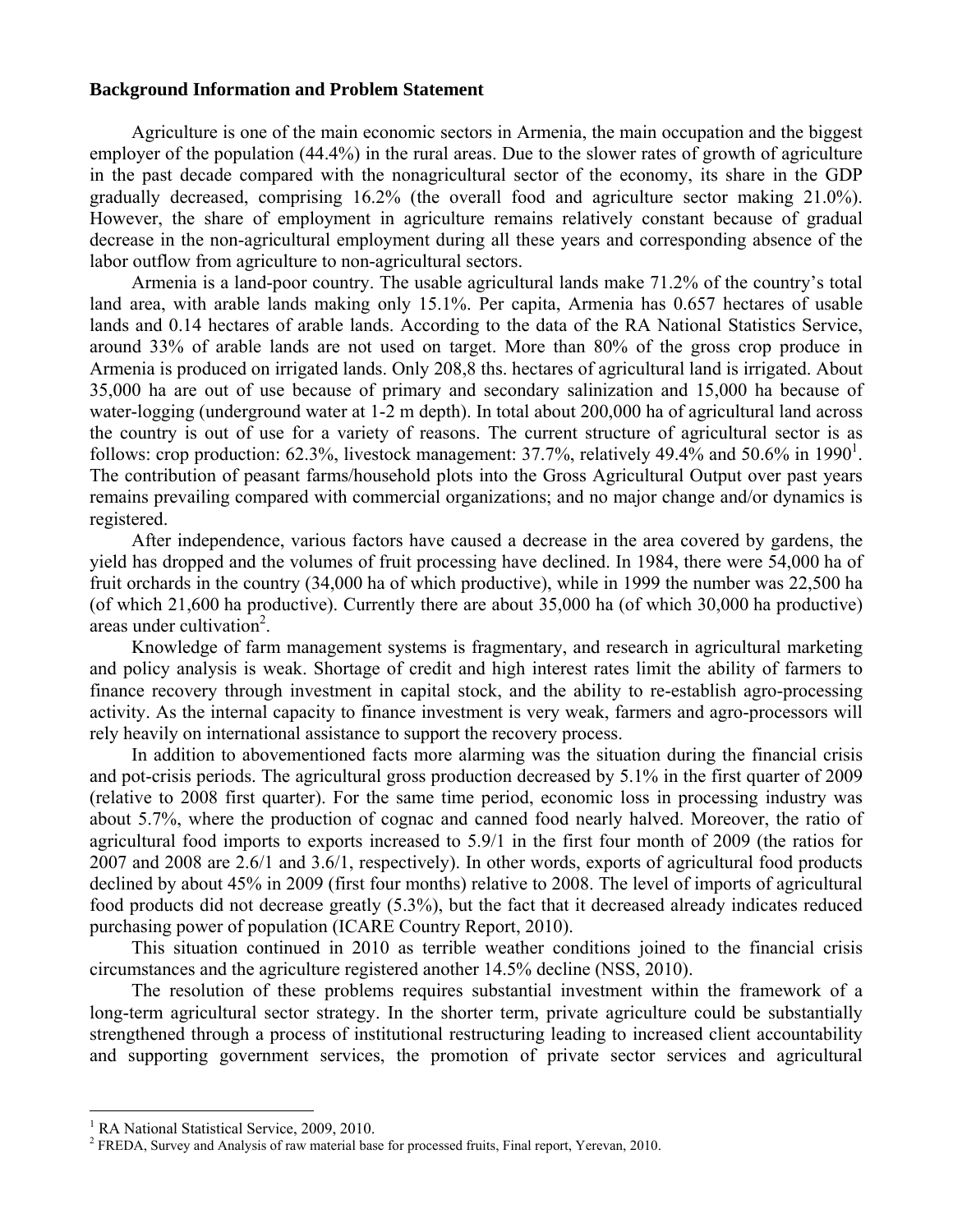**Background Information and Problem Statement**

Agriculture is one of the main economic sectors in Armenia, the main occupation and the biggest employer of the population (44.4%) in the rural areas. Due to the slower rates of growth of agriculture in the past decade compared with the nonagricultural sector of the economy, its share in the GDP gradually decreased, comprising 16.2% (the overall food and agriculture sector making 21.0%). However, the share of employment in agriculture remains relatively constant because of gradual decrease in the non-agricultural employment during all these years and corresponding absence of the labor outflow from agriculture to non-agricultural sectors.

Armenia is a land-poor country. The usable agricultural lands make 71.2% of the country's total land area, with arable lands making only 15.1%. Per capita, Armenia has 0.657 hectares of usable lands and 0.14 hectares of arable lands. According to the data of the RA National Statistics Service, around 33% of arable lands are not used on target. More than 80% of the gross crop produce in Armenia is produced on irrigated lands. Only 208,8 ths. hectares of agricultural land is irrigated. About 35,000 ha are out of use because of primary and secondary salinization and 15,000 ha because of water-logging (underground water at 1-2 m depth). In total about 200,000 ha of agricultural land across the country is out of use for a variety of reasons. The current structure of agricultural sector is as follows: crop production: 62.3%, livestock management: 37.7%, relatively 49.4% and 50.6% in 1990[1]. The contribution of peasant farms/household plots into the Gross Agricultural Output over past years remains prevailing compared with commercial organizations; and no major change and/or dynamics is registered.

After independence, various factors have caused a decrease in the area covered by gardens, the yield has dropped and the volumes of fruit processing have declined. In 1984, there were 54,000 ha of fruit orchards in the country (34,000 ha of which productive), while in 1999 the number was 22,500 ha (of which 21,600 ha productive). Currently there are about 35,000 ha (of which 30,000 ha productive) areas under cultivation[2].

Knowledge of farm management systems is fragmentary, and research in agricultural marketing and policy analysis is weak. Shortage of credit and high interest rates limit the ability of farmers to finance recovery through investment in capital stock, and the ability to re-establish agro-processing activity. As the internal capacity to finance investment is very weak, farmers and agro-processors will rely heavily on international assistance to support the recovery process.

In addition to abovementioned facts more alarming was the situation during the financial crisis and pot-crisis periods. The agricultural gross production decreased by 5.1% in the first quarter of 2009 (relative to 2008 first quarter). For the same time period, economic loss in processing industry was about 5.7%, where the production of cognac and canned food nearly halved. Moreover, the ratio of agricultural food imports to exports increased to 5.9/1 in the first four month of 2009 (the ratios for 2007 and 2008 are 2.6/1 and 3.6/1, respectively). In other words, exports of agricultural food products declined by about 45% in 2009 (first four months) relative to 2008. The level of imports of agricultural food products did not decrease greatly (5.3%), but the fact that it decreased already indicates reduced purchasing power of population (ICARE Country Report, 2010).

This situation continued in 2010 as terrible weather conditions joined to the financial crisis circumstances and the agriculture registered another 14.5% decline (NSS, 2010).

The resolution of these problems requires substantial investment within the framework of a long-term agricultural sector strategy. In the shorter term, private agriculture could be substantially strengthened through a process of institutional restructuring leading to increased client accountability and supporting government services, the promotion of private sector services and agricultural

---

[1] RA National Statistical Service, 2009, 2010.

[2] FREDA, Survey and Analysis of raw material base for processed fruits, Final report, Yerevan, 2010.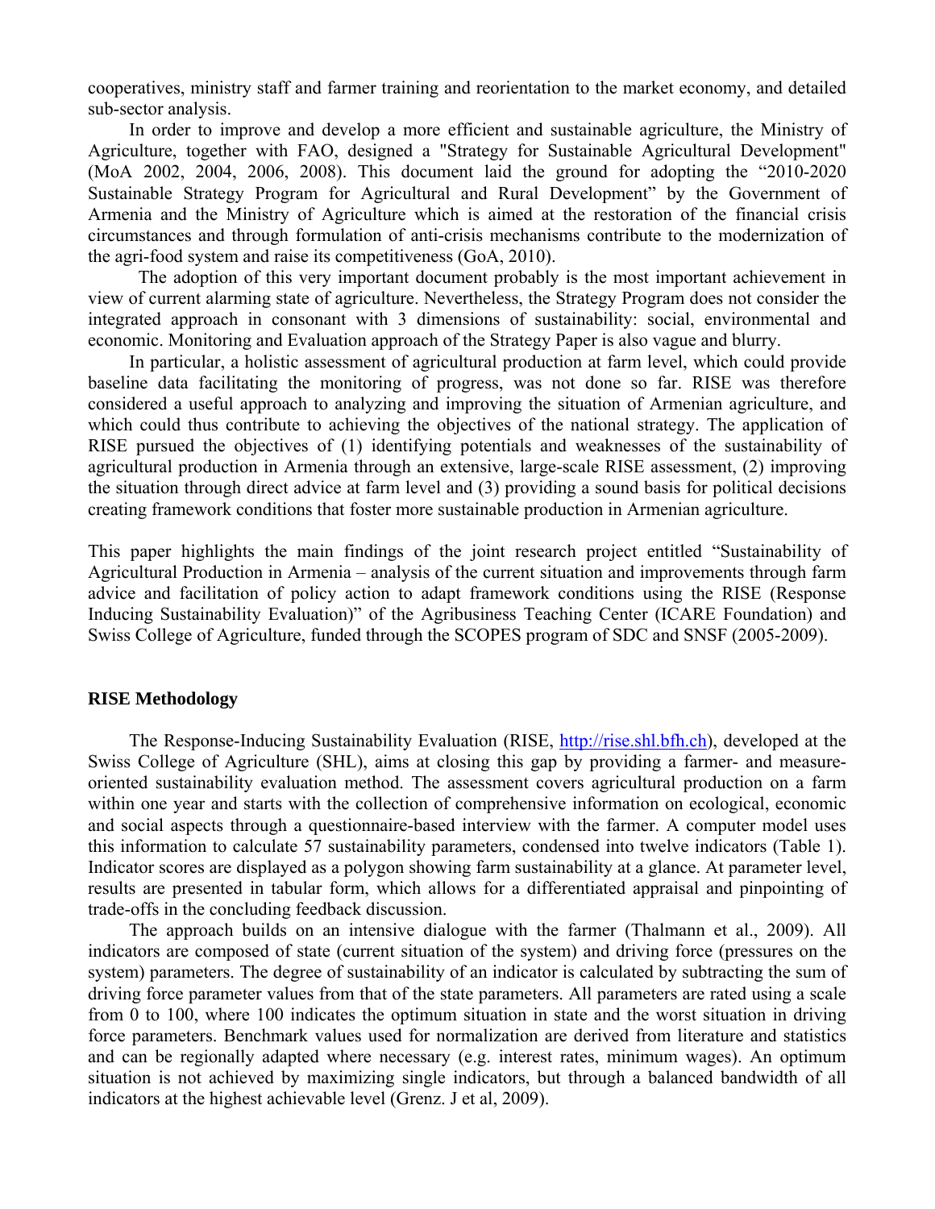cooperatives, ministry staff and farmer training and reorientation to the market economy, and detailed sub-sector analysis.

In order to improve and develop a more efficient and sustainable agriculture, the Ministry of Agriculture, together with FAO, designed a "Strategy for Sustainable Agricultural Development" (MoA 2002, 2004, 2006, 2008). This document laid the ground for adopting the "2010-2020 Sustainable Strategy Program for Agricultural and Rural Development" by the Government of Armenia and the Ministry of Agriculture which is aimed at the restoration of the financial crisis circumstances and through formulation of anti-crisis mechanisms contribute to the modernization of the agri-food system and raise its competitiveness (GoA, 2010).

The adoption of this very important document probably is the most important achievement in view of current alarming state of agriculture. Nevertheless, the Strategy Program does not consider the integrated approach in consonant with 3 dimensions of sustainability: social, environmental and economic. Monitoring and Evaluation approach of the Strategy Paper is also vague and blurry.

In particular, a holistic assessment of agricultural production at farm level, which could provide baseline data facilitating the monitoring of progress, was not done so far. RISE was therefore considered a useful approach to analyzing and improving the situation of Armenian agriculture, and which could thus contribute to achieving the objectives of the national strategy. The application of RISE pursued the objectives of (1) identifying potentials and weaknesses of the sustainability of agricultural production in Armenia through an extensive, large-scale RISE assessment, (2) improving the situation through direct advice at farm level and (3) providing a sound basis for political decisions creating framework conditions that foster more sustainable production in Armenian agriculture.

This paper highlights the main findings of the joint research project entitled "Sustainability of Agricultural Production in Armenia – analysis of the current situation and improvements through farm advice and facilitation of policy action to adapt framework conditions using the RISE (Response Inducing Sustainability Evaluation)" of the Agribusiness Teaching Center (ICARE Foundation) and Swiss College of Agriculture, funded through the SCOPES program of SDC and SNSF (2005-2009).

## RISE Methodology

The Response-Inducing Sustainability Evaluation (RISE, http://rise.shl.bfh.ch), developed at the Swiss College of Agriculture (SHL), aims at closing this gap by providing a farmer- and measure-oriented sustainability evaluation method. The assessment covers agricultural production on a farm within one year and starts with the collection of comprehensive information on ecological, economic and social aspects through a questionnaire-based interview with the farmer. A computer model uses this information to calculate 57 sustainability parameters, condensed into twelve indicators (Table 1). Indicator scores are displayed as a polygon showing farm sustainability at a glance. At parameter level, results are presented in tabular form, which allows for a differentiated appraisal and pinpointing of trade-offs in the concluding feedback discussion.

The approach builds on an intensive dialogue with the farmer (Thalmann et al., 2009). All indicators are composed of state (current situation of the system) and driving force (pressures on the system) parameters. The degree of sustainability of an indicator is calculated by subtracting the sum of driving force parameter values from that of the state parameters. All parameters are rated using a scale from 0 to 100, where 100 indicates the optimum situation in state and the worst situation in driving force parameters. Benchmark values used for normalization are derived from literature and statistics and can be regionally adapted where necessary (e.g. interest rates, minimum wages). An optimum situation is not achieved by maximizing single indicators, but through a balanced bandwidth of all indicators at the highest achievable level (Grenz. J et al, 2009).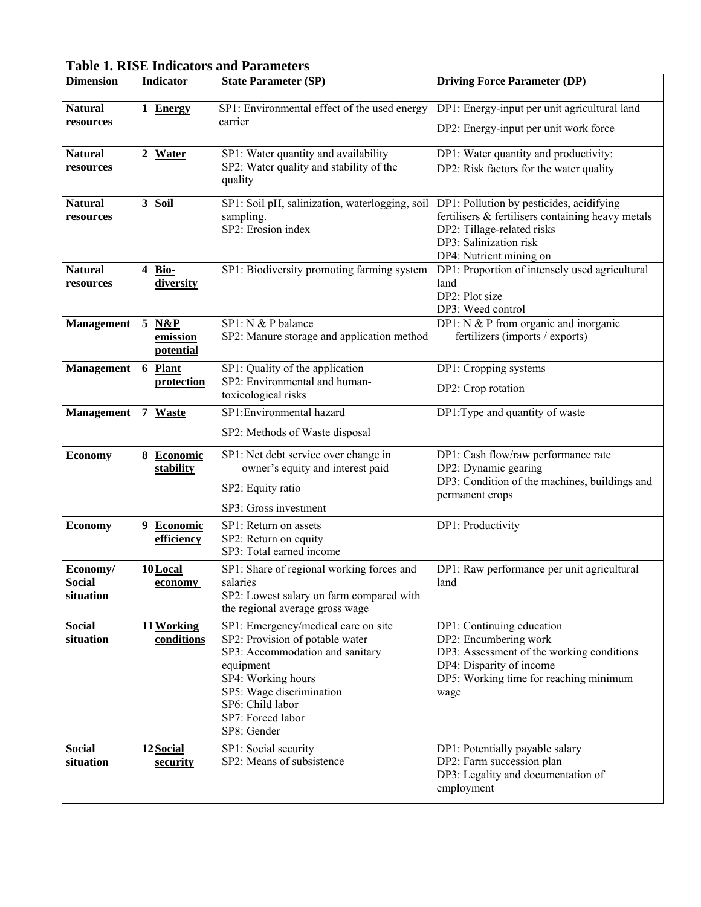**Table 1. RISE Indicators and Parameters**

| Dimension | Indicator | State Parameter (SP) | Driving Force Parameter (DP) |
|---|---|---|---|
| **Natural resources** | **1 Energy** | SP1: Environmental effect of the used energy carrier | DP1: Energy-input per unit agricultural land<br>DP2: Energy-input per unit work force |
| **Natural resources** | **2 Water** | SP1: Water quantity and availability<br>SP2: Water quality and stability of the quality | DP1: Water quantity and productivity:<br>DP2: Risk factors for the water quality |
| **Natural resources** | **3 Soil** | SP1: Soil pH, salinization, waterlogging, soil sampling.<br>SP2: Erosion index | DP1: Pollution by pesticides, acidifying fertilisers & fertilisers containing heavy metals<br>DP2: Tillage-related risks<br>DP3: Salinization risk<br>DP4: Nutrient mining on |
| **Natural resources** | **4 Bio-diversity** | SP1: Biodiversity promoting farming system | DP1: Proportion of intensely used agricultural land<br>DP2: Plot size<br>DP3: Weed control |
| **Management** | **5 N&P emission potential** | SP1: N & P balance<br>SP2: Manure storage and application method | DP1: N & P from organic and inorganic fertilizers (imports / exports) |
| **Management** | **6 Plant protection** | SP1: Quality of the application<br>SP2: Environmental and human-toxicological risks | DP1: Cropping systems<br>DP2: Crop rotation |
| **Management** | **7 Waste** | SP1:Environmental hazard<br>SP2: Methods of Waste disposal | DP1:Type and quantity of waste |
| **Economy** | **8 Economic stability** | SP1: Net debt service over change in owner's equity and interest paid<br>SP2: Equity ratio<br>SP3: Gross investment | DP1: Cash flow/raw performance rate<br>DP2: Dynamic gearing<br>DP3: Condition of the machines, buildings and permanent crops |
| **Economy** | **9 Economic efficiency** | SP1: Return on assets<br>SP2: Return on equity<br>SP3: Total earned income | DP1: Productivity |
| **Economy/ Social situation** | **10 Local economy** | SP1: Share of regional working forces and salaries<br>SP2: Lowest salary on farm compared with the regional average gross wage | DP1: Raw performance per unit agricultural land |
| **Social situation** | **11 Working conditions** | SP1: Emergency/medical care on site<br>SP2: Provision of potable water<br>SP3: Accommodation and sanitary equipment<br>SP4: Working hours<br>SP5: Wage discrimination<br>SP6: Child labor<br>SP7: Forced labor<br>SP8: Gender | DP1: Continuing education<br>DP2: Encumbering work<br>DP3: Assessment of the working conditions<br>DP4: Disparity of income<br>DP5: Working time for reaching minimum wage |
| **Social situation** | **12 Social security** | SP1: Social security<br>SP2: Means of subsistence | DP1: Potentially payable salary<br>DP2: Farm succession plan<br>DP3: Legality and documentation of employment |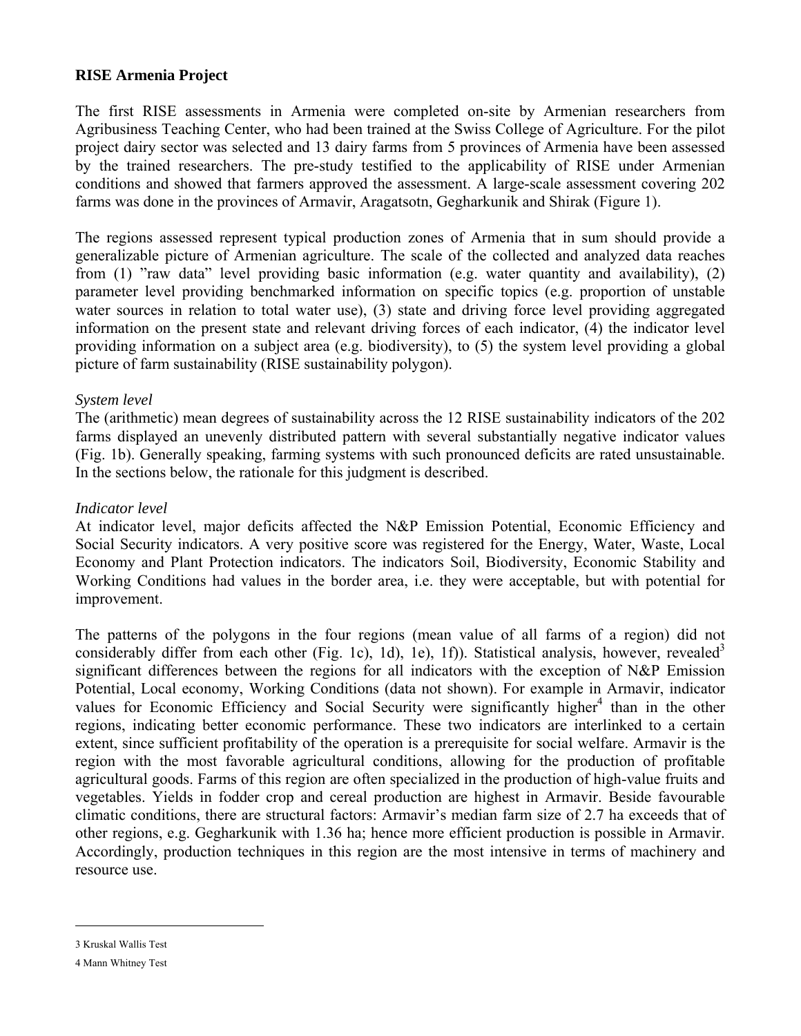**RISE Armenia Project**

The first RISE assessments in Armenia were completed on-site by Armenian researchers from Agribusiness Teaching Center, who had been trained at the Swiss College of Agriculture. For the pilot project dairy sector was selected and 13 dairy farms from 5 provinces of Armenia have been assessed by the trained researchers. The pre-study testified to the applicability of RISE under Armenian conditions and showed that farmers approved the assessment. A large-scale assessment covering 202 farms was done in the provinces of Armavir, Aragatsotn, Gegharkunik and Shirak (Figure 1).

The regions assessed represent typical production zones of Armenia that in sum should provide a generalizable picture of Armenian agriculture. The scale of the collected and analyzed data reaches from (1) "raw data" level providing basic information (e.g. water quantity and availability), (2) parameter level providing benchmarked information on specific topics (e.g. proportion of unstable water sources in relation to total water use), (3) state and driving force level providing aggregated information on the present state and relevant driving forces of each indicator, (4) the indicator level providing information on a subject area (e.g. biodiversity), to (5) the system level providing a global picture of farm sustainability (RISE sustainability polygon).

*System level*

The (arithmetic) mean degrees of sustainability across the 12 RISE sustainability indicators of the 202 farms displayed an unevenly distributed pattern with several substantially negative indicator values (Fig. 1b). Generally speaking, farming systems with such pronounced deficits are rated unsustainable. In the sections below, the rationale for this judgment is described.

*Indicator level*

At indicator level, major deficits affected the N&P Emission Potential, Economic Efficiency and Social Security indicators. A very positive score was registered for the Energy, Water, Waste, Local Economy and Plant Protection indicators. The indicators Soil, Biodiversity, Economic Stability and Working Conditions had values in the border area, i.e. they were acceptable, but with potential for improvement.

The patterns of the polygons in the four regions (mean value of all farms of a region) did not considerably differ from each other (Fig. 1c), 1d), 1e), 1f)). Statistical analysis, however, revealed[3] significant differences between the regions for all indicators with the exception of N&P Emission Potential, Local economy, Working Conditions (data not shown). For example in Armavir, indicator values for Economic Efficiency and Social Security were significantly higher[4] than in the other regions, indicating better economic performance. These two indicators are interlinked to a certain extent, since sufficient profitability of the operation is a prerequisite for social welfare. Armavir is the region with the most favorable agricultural conditions, allowing for the production of profitable agricultural goods. Farms of this region are often specialized in the production of high-value fruits and vegetables. Yields in fodder crop and cereal production are highest in Armavir. Beside favourable climatic conditions, there are structural factors: Armavir's median farm size of 2.7 ha exceeds that of other regions, e.g. Gegharkunik with 1.36 ha; hence more efficient production is possible in Armavir. Accordingly, production techniques in this region are the most intensive in terms of machinery and resource use.

---

3 Kruskal Wallis Test

4 Mann Whitney Test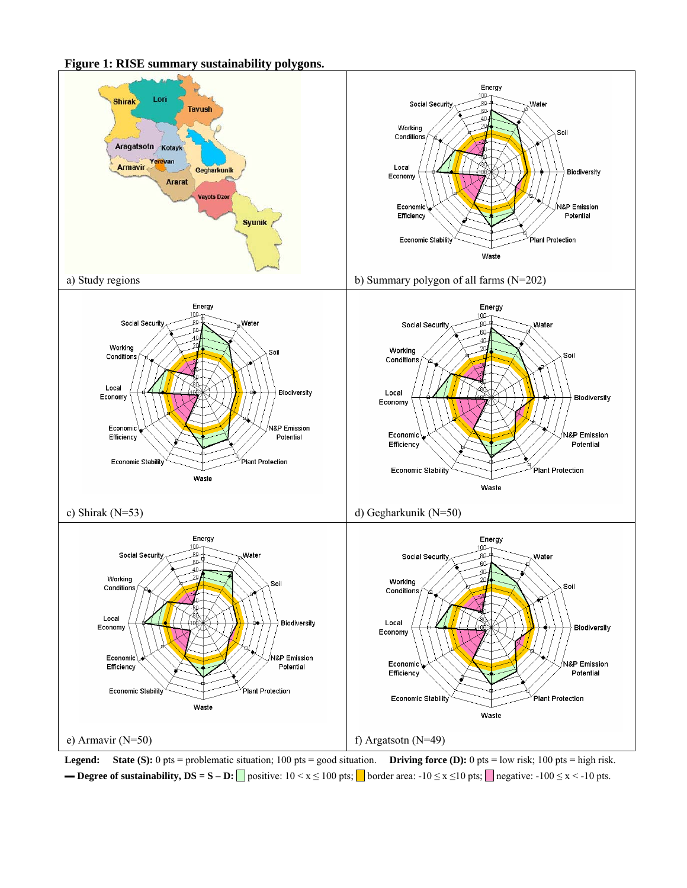**Figure 1: RISE summary sustainability polygons.**

a) Study regions

b) Summary polygon of all farms (N=202)

c) Shirak (N=53)

d) Gegharkunik (N=50)

e) Armavir (N=50)

f) Argatsotn (N=49)

**Legend:** **State (S):** 0 pts = problematic situation; 100 pts = good situation. **Driving force (D):** 0 pts = low risk; 100 pts = high risk.
**— Degree of sustainability, DS = S – D:** positive: $10 < x \leq 100$ pts; border area: $-10 \leq x \leq 10$ pts; negative: $-100 \leq x < -10$ pts.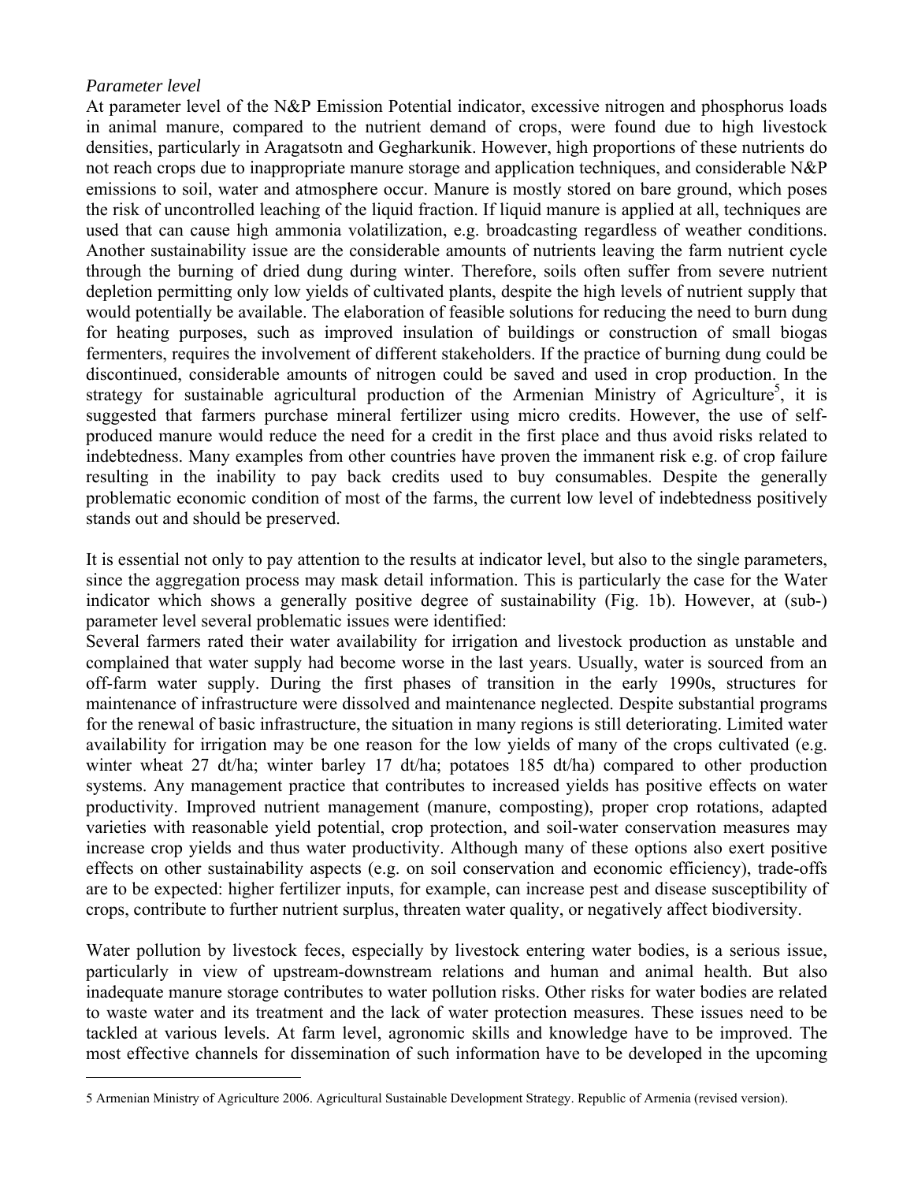*Parameter level*

At parameter level of the N&P Emission Potential indicator, excessive nitrogen and phosphorus loads in animal manure, compared to the nutrient demand of crops, were found due to high livestock densities, particularly in Aragatsotn and Gegharkunik. However, high proportions of these nutrients do not reach crops due to inappropriate manure storage and application techniques, and considerable N&P emissions to soil, water and atmosphere occur. Manure is mostly stored on bare ground, which poses the risk of uncontrolled leaching of the liquid fraction. If liquid manure is applied at all, techniques are used that can cause high ammonia volatilization, e.g. broadcasting regardless of weather conditions. Another sustainability issue are the considerable amounts of nutrients leaving the farm nutrient cycle through the burning of dried dung during winter. Therefore, soils often suffer from severe nutrient depletion permitting only low yields of cultivated plants, despite the high levels of nutrient supply that would potentially be available. The elaboration of feasible solutions for reducing the need to burn dung for heating purposes, such as improved insulation of buildings or construction of small biogas fermenters, requires the involvement of different stakeholders. If the practice of burning dung could be discontinued, considerable amounts of nitrogen could be saved and used in crop production. In the strategy for sustainable agricultural production of the Armenian Ministry of Agriculture[5], it is suggested that farmers purchase mineral fertilizer using micro credits. However, the use of self-produced manure would reduce the need for a credit in the first place and thus avoid risks related to indebtedness. Many examples from other countries have proven the immanent risk e.g. of crop failure resulting in the inability to pay back credits used to buy consumables. Despite the generally problematic economic condition of most of the farms, the current low level of indebtedness positively stands out and should be preserved.

It is essential not only to pay attention to the results at indicator level, but also to the single parameters, since the aggregation process may mask detail information. This is particularly the case for the Water indicator which shows a generally positive degree of sustainability (Fig. 1b). However, at (sub-) parameter level several problematic issues were identified:

Several farmers rated their water availability for irrigation and livestock production as unstable and complained that water supply had become worse in the last years. Usually, water is sourced from an off-farm water supply. During the first phases of transition in the early 1990s, structures for maintenance of infrastructure were dissolved and maintenance neglected. Despite substantial programs for the renewal of basic infrastructure, the situation in many regions is still deteriorating. Limited water availability for irrigation may be one reason for the low yields of many of the crops cultivated (e.g. winter wheat 27 dt/ha; winter barley 17 dt/ha; potatoes 185 dt/ha) compared to other production systems. Any management practice that contributes to increased yields has positive effects on water productivity. Improved nutrient management (manure, composting), proper crop rotations, adapted varieties with reasonable yield potential, crop protection, and soil-water conservation measures may increase crop yields and thus water productivity. Although many of these options also exert positive effects on other sustainability aspects (e.g. on soil conservation and economic efficiency), trade-offs are to be expected: higher fertilizer inputs, for example, can increase pest and disease susceptibility of crops, contribute to further nutrient surplus, threaten water quality, or negatively affect biodiversity.

Water pollution by livestock feces, especially by livestock entering water bodies, is a serious issue, particularly in view of upstream-downstream relations and human and animal health. But also inadequate manure storage contributes to water pollution risks. Other risks for water bodies are related to waste water and its treatment and the lack of water protection measures. These issues need to be tackled at various levels. At farm level, agronomic skills and knowledge have to be improved. The most effective channels for dissemination of such information have to be developed in the upcoming

---

5 Armenian Ministry of Agriculture 2006. Agricultural Sustainable Development Strategy. Republic of Armenia (revised version).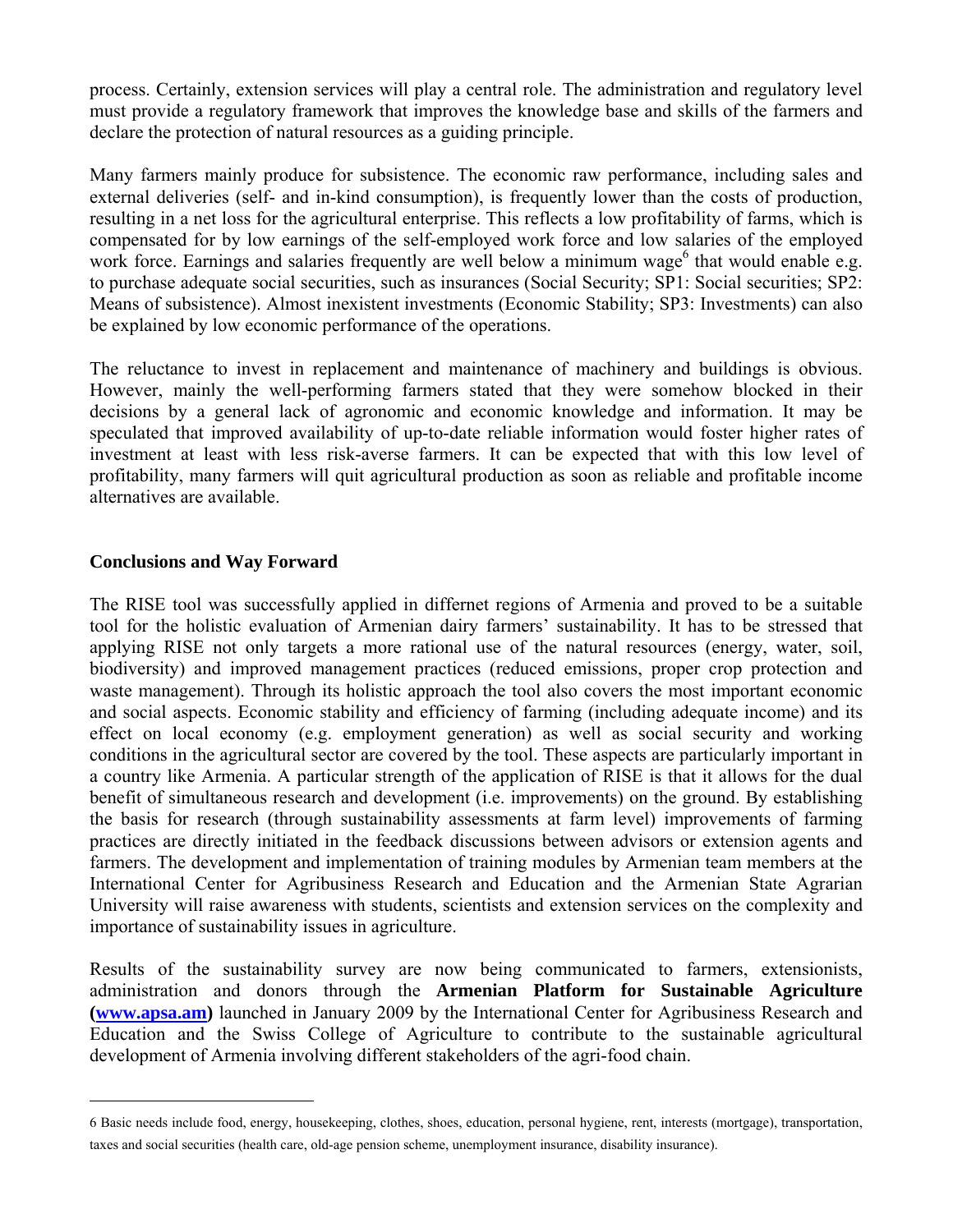process. Certainly, extension services will play a central role. The administration and regulatory level must provide a regulatory framework that improves the knowledge base and skills of the farmers and declare the protection of natural resources as a guiding principle.

Many farmers mainly produce for subsistence. The economic raw performance, including sales and external deliveries (self- and in-kind consumption), is frequently lower than the costs of production, resulting in a net loss for the agricultural enterprise. This reflects a low profitability of farms, which is compensated for by low earnings of the self-employed work force and low salaries of the employed work force. Earnings and salaries frequently are well below a minimum wage[6] that would enable e.g. to purchase adequate social securities, such as insurances (Social Security; SP1: Social securities; SP2: Means of subsistence). Almost inexistent investments (Economic Stability; SP3: Investments) can also be explained by low economic performance of the operations.

The reluctance to invest in replacement and maintenance of machinery and buildings is obvious. However, mainly the well-performing farmers stated that they were somehow blocked in their decisions by a general lack of agronomic and economic knowledge and information. It may be speculated that improved availability of up-to-date reliable information would foster higher rates of investment at least with less risk-averse farmers. It can be expected that with this low level of profitability, many farmers will quit agricultural production as soon as reliable and profitable income alternatives are available.

## Conclusions and Way Forward

The RISE tool was successfully applied in differnet regions of Armenia and proved to be a suitable tool for the holistic evaluation of Armenian dairy farmers' sustainability. It has to be stressed that applying RISE not only targets a more rational use of the natural resources (energy, water, soil, biodiversity) and improved management practices (reduced emissions, proper crop protection and waste management). Through its holistic approach the tool also covers the most important economic and social aspects. Economic stability and efficiency of farming (including adequate income) and its effect on local economy (e.g. employment generation) as well as social security and working conditions in the agricultural sector are covered by the tool. These aspects are particularly important in a country like Armenia. A particular strength of the application of RISE is that it allows for the dual benefit of simultaneous research and development (i.e. improvements) on the ground. By establishing the basis for research (through sustainability assessments at farm level) improvements of farming practices are directly initiated in the feedback discussions between advisors or extension agents and farmers. The development and implementation of training modules by Armenian team members at the International Center for Agribusiness Research and Education and the Armenian State Agrarian University will raise awareness with students, scientists and extension services on the complexity and importance of sustainability issues in agriculture.

Results of the sustainability survey are now being communicated to farmers, extensionists, administration and donors through the **Armenian Platform for Sustainable Agriculture (www.apsa.am)** launched in January 2009 by the International Center for Agribusiness Research and Education and the Swiss College of Agriculture to contribute to the sustainable agricultural development of Armenia involving different stakeholders of the agri-food chain.

---

6 Basic needs include food, energy, housekeeping, clothes, shoes, education, personal hygiene, rent, interests (mortgage), transportation, taxes and social securities (health care, old-age pension scheme, unemployment insurance, disability insurance).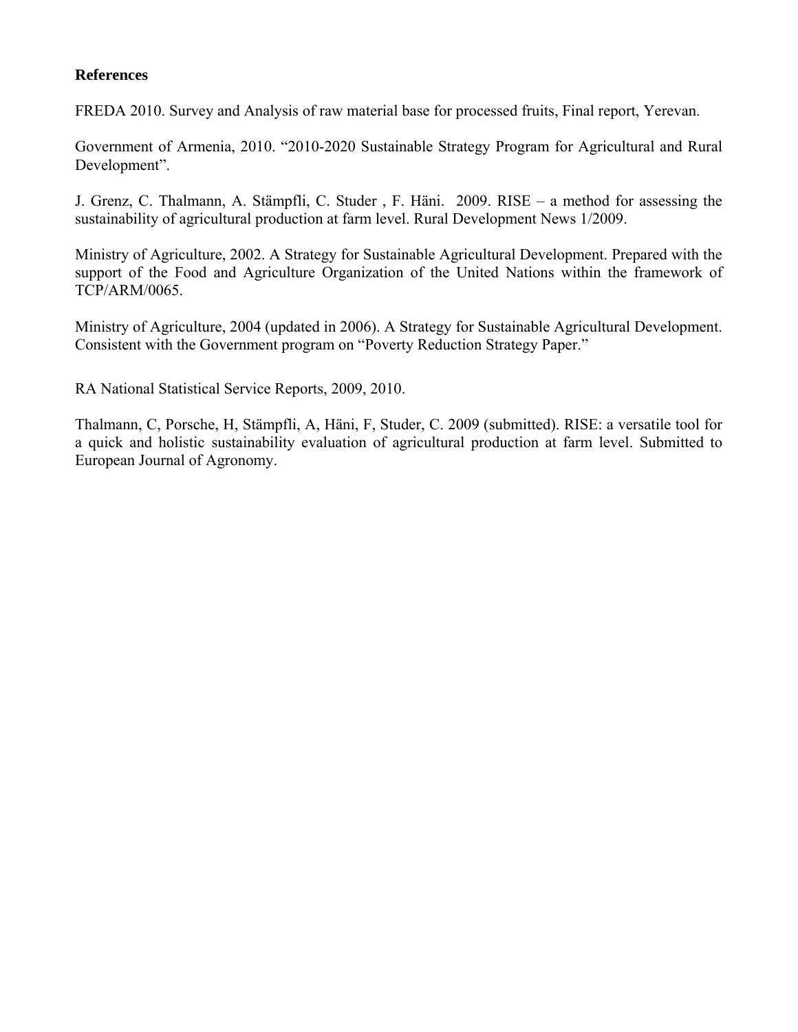**References**

FREDA 2010. Survey and Analysis of raw material base for processed fruits, Final report, Yerevan.

Government of Armenia, 2010. "2010-2020 Sustainable Strategy Program for Agricultural and Rural Development".

J. Grenz, C. Thalmann, A. Stämpfli, C. Studer , F. Häni. 2009. RISE – a method for assessing the sustainability of agricultural production at farm level. Rural Development News 1/2009.

Ministry of Agriculture, 2002. A Strategy for Sustainable Agricultural Development. Prepared with the support of the Food and Agriculture Organization of the United Nations within the framework of TCP/ARM/0065.

Ministry of Agriculture, 2004 (updated in 2006). A Strategy for Sustainable Agricultural Development. Consistent with the Government program on "Poverty Reduction Strategy Paper."

RA National Statistical Service Reports, 2009, 2010.

Thalmann, C, Porsche, H, Stämpfli, A, Häni, F, Studer, C. 2009 (submitted). RISE: a versatile tool for a quick and holistic sustainability evaluation of agricultural production at farm level. Submitted to European Journal of Agronomy.